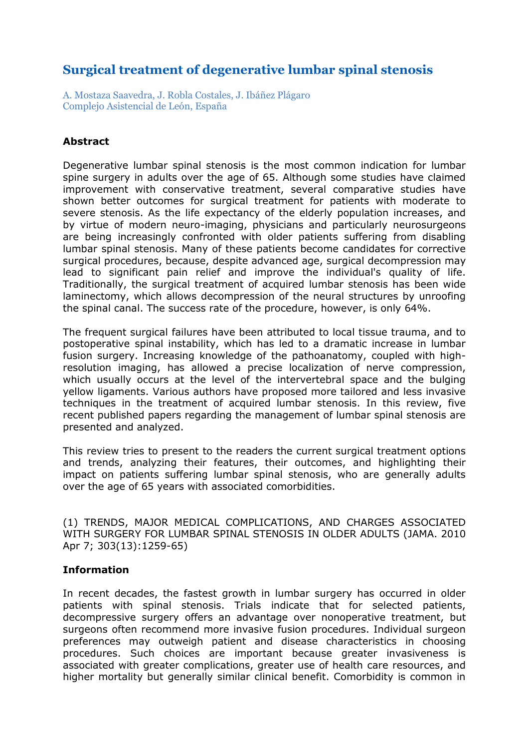# Surgical treatment of degenerative lumbar spinal stenosis

A. Mostaza Saavedra, J. Robla Costales, J. Ibáñez Plágaro
Complejo Asistencial de León, España

### Abstract

Degenerative lumbar spinal stenosis is the most common indication for lumbar spine surgery in adults over the age of 65. Although some studies have claimed improvement with conservative treatment, several comparative studies have shown better outcomes for surgical treatment for patients with moderate to severe stenosis. As the life expectancy of the elderly population increases, and by virtue of modern neuro-imaging, physicians and particularly neurosurgeons are being increasingly confronted with older patients suffering from disabling lumbar spinal stenosis. Many of these patients become candidates for corrective surgical procedures, because, despite advanced age, surgical decompression may lead to significant pain relief and improve the individual's quality of life. Traditionally, the surgical treatment of acquired lumbar stenosis has been wide laminectomy, which allows decompression of the neural structures by unroofing the spinal canal. The success rate of the procedure, however, is only 64%.

The frequent surgical failures have been attributed to local tissue trauma, and to postoperative spinal instability, which has led to a dramatic increase in lumbar fusion surgery. Increasing knowledge of the pathoanatomy, coupled with high-resolution imaging, has allowed a precise localization of nerve compression, which usually occurs at the level of the intervertebral space and the bulging yellow ligaments. Various authors have proposed more tailored and less invasive techniques in the treatment of acquired lumbar stenosis. In this review, five recent published papers regarding the management of lumbar spinal stenosis are presented and analyzed.

This review tries to present to the readers the current surgical treatment options and trends, analyzing their features, their outcomes, and highlighting their impact on patients suffering lumbar spinal stenosis, who are generally adults over the age of 65 years with associated comorbidities.

(1) TRENDS, MAJOR MEDICAL COMPLICATIONS, AND CHARGES ASSOCIATED WITH SURGERY FOR LUMBAR SPINAL STENOSIS IN OLDER ADULTS (JAMA. 2010 Apr 7; 303(13):1259-65)

### Information

In recent decades, the fastest growth in lumbar surgery has occurred in older patients with spinal stenosis. Trials indicate that for selected patients, decompressive surgery offers an advantage over nonoperative treatment, but surgeons often recommend more invasive fusion procedures. Individual surgeon preferences may outweigh patient and disease characteristics in choosing procedures. Such choices are important because greater invasiveness is associated with greater complications, greater use of health care resources, and higher mortality but generally similar clinical benefit. Comorbidity is common in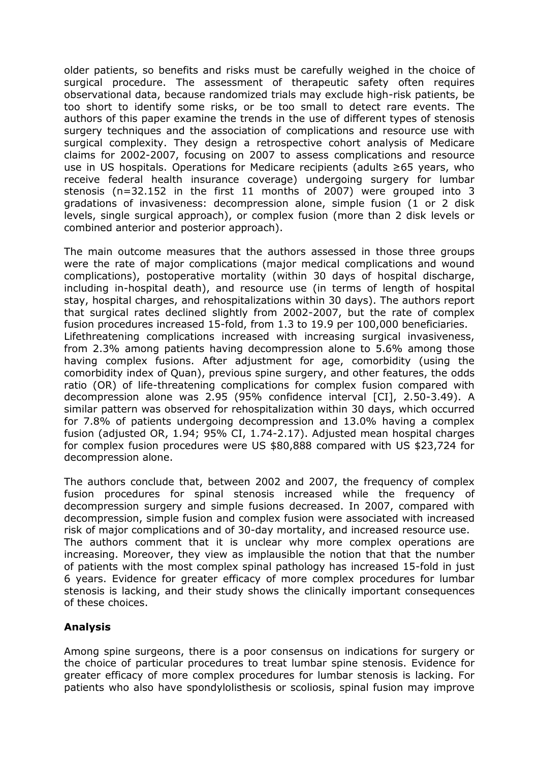older patients, so benefits and risks must be carefully weighed in the choice of surgical procedure. The assessment of therapeutic safety often requires observational data, because randomized trials may exclude high-risk patients, be too short to identify some risks, or be too small to detect rare events. The authors of this paper examine the trends in the use of different types of stenosis surgery techniques and the association of complications and resource use with surgical complexity. They design a retrospective cohort analysis of Medicare claims for 2002-2007, focusing on 2007 to assess complications and resource use in US hospitals. Operations for Medicare recipients (adults ≥65 years, who receive federal health insurance coverage) undergoing surgery for lumbar stenosis (n=32.152 in the first 11 months of 2007) were grouped into 3 gradations of invasiveness: decompression alone, simple fusion (1 or 2 disk levels, single surgical approach), or complex fusion (more than 2 disk levels or combined anterior and posterior approach).

The main outcome measures that the authors assessed in those three groups were the rate of major complications (major medical complications and wound complications), postoperative mortality (within 30 days of hospital discharge, including in-hospital death), and resource use (in terms of length of hospital stay, hospital charges, and rehospitalizations within 30 days). The authors report that surgical rates declined slightly from 2002-2007, but the rate of complex fusion procedures increased 15-fold, from 1.3 to 19.9 per 100,000 beneficiaries. Lifethreatening complications increased with increasing surgical invasiveness, from 2.3% among patients having decompression alone to 5.6% among those having complex fusions. After adjustment for age, comorbidity (using the comorbidity index of Quan), previous spine surgery, and other features, the odds ratio (OR) of life-threatening complications for complex fusion compared with decompression alone was 2.95 (95% confidence interval [CI], 2.50-3.49). A similar pattern was observed for rehospitalization within 30 days, which occurred for 7.8% of patients undergoing decompression and 13.0% having a complex fusion (adjusted OR, 1.94; 95% CI, 1.74-2.17). Adjusted mean hospital charges for complex fusion procedures were US $80,888 compared with US $23,724 for decompression alone.

The authors conclude that, between 2002 and 2007, the frequency of complex fusion procedures for spinal stenosis increased while the frequency of decompression surgery and simple fusions decreased. In 2007, compared with decompression, simple fusion and complex fusion were associated with increased risk of major complications and of 30-day mortality, and increased resource use. The authors comment that it is unclear why more complex operations are increasing. Moreover, they view as implausible the notion that that the number of patients with the most complex spinal pathology has increased 15-fold in just 6 years. Evidence for greater efficacy of more complex procedures for lumbar stenosis is lacking, and their study shows the clinically important consequences of these choices.

## Analysis

Among spine surgeons, there is a poor consensus on indications for surgery or the choice of particular procedures to treat lumbar spine stenosis. Evidence for greater efficacy of more complex procedures for lumbar stenosis is lacking. For patients who also have spondylolisthesis or scoliosis, spinal fusion may improve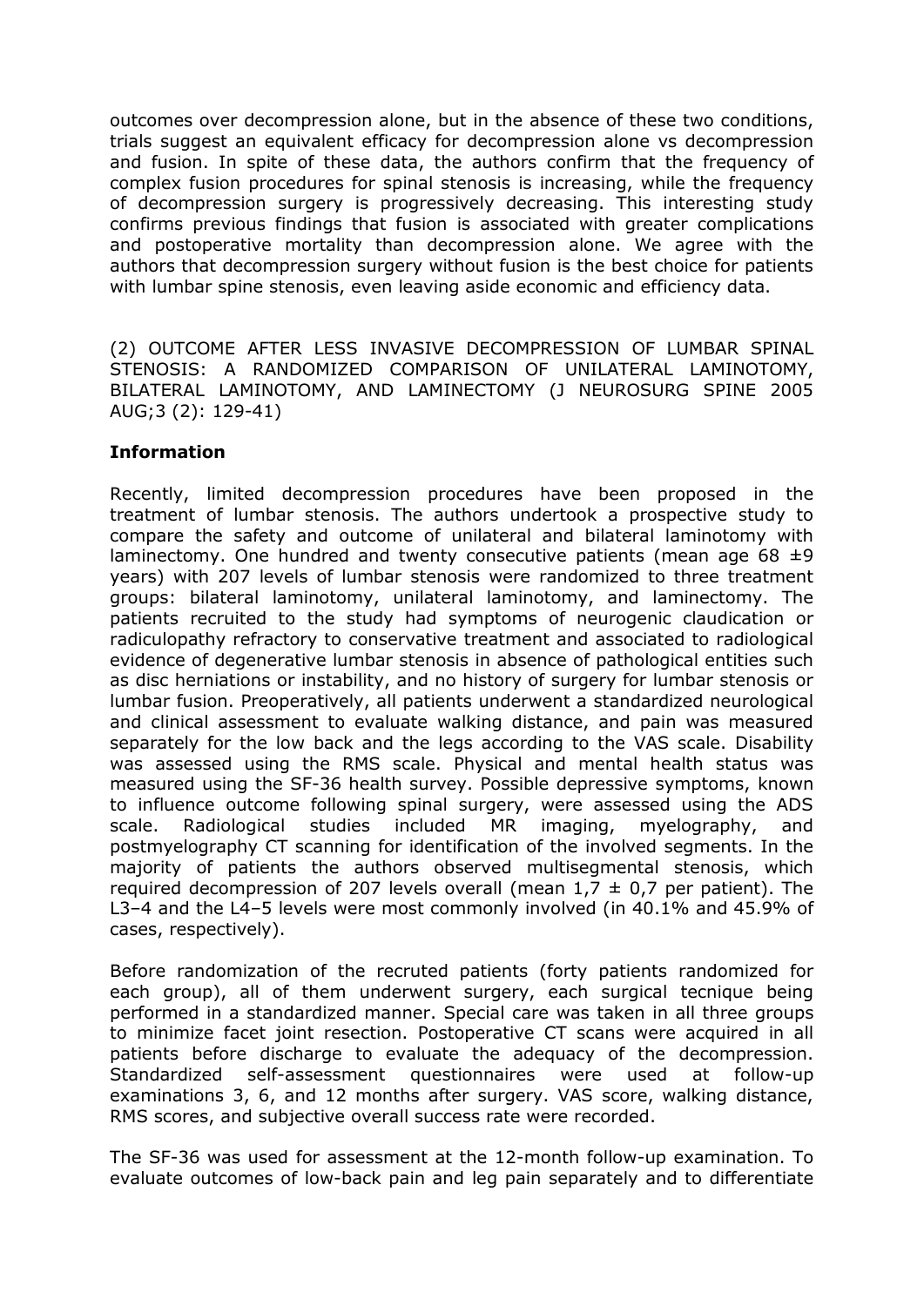outcomes over decompression alone, but in the absence of these two conditions, trials suggest an equivalent efficacy for decompression alone vs decompression and fusion. In spite of these data, the authors confirm that the frequency of complex fusion procedures for spinal stenosis is increasing, while the frequency of decompression surgery is progressively decreasing. This interesting study confirms previous findings that fusion is associated with greater complications and postoperative mortality than decompression alone. We agree with the authors that decompression surgery without fusion is the best choice for patients with lumbar spine stenosis, even leaving aside economic and efficiency data.

(2) OUTCOME AFTER LESS INVASIVE DECOMPRESSION OF LUMBAR SPINAL STENOSIS: A RANDOMIZED COMPARISON OF UNILATERAL LAMINOTOMY, BILATERAL LAMINOTOMY, AND LAMINECTOMY (J NEUROSURG SPINE 2005 AUG;3 (2): 129-41)

**Information**

Recently, limited decompression procedures have been proposed in the treatment of lumbar stenosis. The authors undertook a prospective study to compare the safety and outcome of unilateral and bilateral laminotomy with laminectomy. One hundred and twenty consecutive patients (mean age 68 ±9 years) with 207 levels of lumbar stenosis were randomized to three treatment groups: bilateral laminotomy, unilateral laminotomy, and laminectomy. The patients recruited to the study had symptoms of neurogenic claudication or radiculopathy refractory to conservative treatment and associated to radiological evidence of degenerative lumbar stenosis in absence of pathological entities such as disc herniations or instability, and no history of surgery for lumbar stenosis or lumbar fusion. Preoperatively, all patients underwent a standardized neurological and clinical assessment to evaluate walking distance, and pain was measured separately for the low back and the legs according to the VAS scale. Disability was assessed using the RMS scale. Physical and mental health status was measured using the SF-36 health survey. Possible depressive symptoms, known to influence outcome following spinal surgery, were assessed using the ADS scale. Radiological studies included MR imaging, myelography, and postmyelography CT scanning for identification of the involved segments. In the majority of patients the authors observed multisegmental stenosis, which required decompression of 207 levels overall (mean 1,7 ± 0,7 per patient). The L3–4 and the L4–5 levels were most commonly involved (in 40.1% and 45.9% of cases, respectively).

Before randomization of the recruted patients (forty patients randomized for each group), all of them underwent surgery, each surgical tecnique being performed in a standardized manner. Special care was taken in all three groups to minimize facet joint resection. Postoperative CT scans were acquired in all patients before discharge to evaluate the adequacy of the decompression. Standardized self-assessment questionnaires were used at follow-up examinations 3, 6, and 12 months after surgery. VAS score, walking distance, RMS scores, and subjective overall success rate were recorded.

The SF-36 was used for assessment at the 12-month follow-up examination. To evaluate outcomes of low-back pain and leg pain separately and to differentiate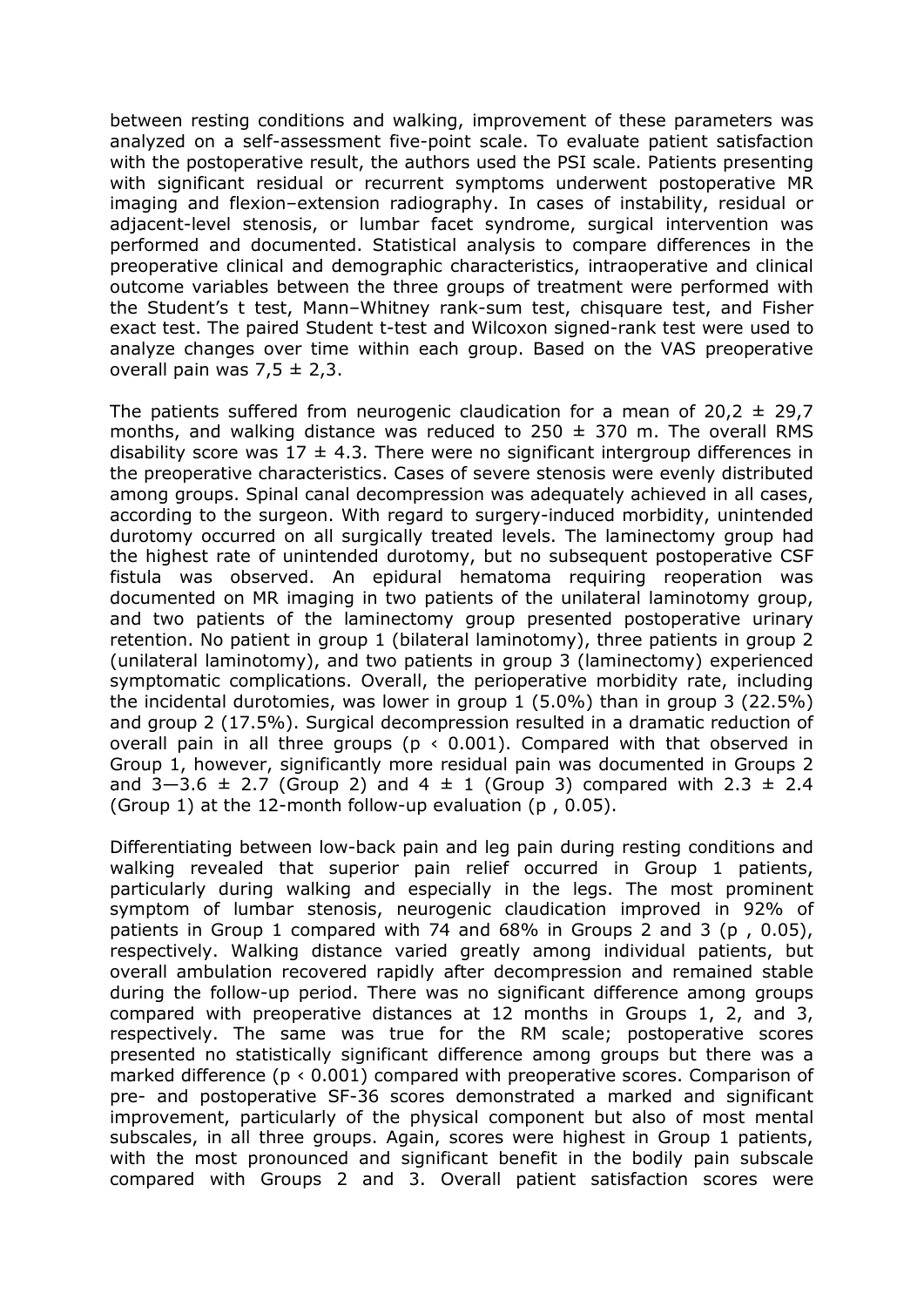between resting conditions and walking, improvement of these parameters was analyzed on a self-assessment five-point scale. To evaluate patient satisfaction with the postoperative result, the authors used the PSI scale. Patients presenting with significant residual or recurrent symptoms underwent postoperative MR imaging and flexion–extension radiography. In cases of instability, residual or adjacent-level stenosis, or lumbar facet syndrome, surgical intervention was performed and documented. Statistical analysis to compare differences in the preoperative clinical and demographic characteristics, intraoperative and clinical outcome variables between the three groups of treatment were performed with the Student's t test, Mann–Whitney rank-sum test, chisquare test, and Fisher exact test. The paired Student t-test and Wilcoxon signed-rank test were used to analyze changes over time within each group. Based on the VAS preoperative overall pain was 7,5 ± 2,3.

The patients suffered from neurogenic claudication for a mean of 20,2 ± 29,7 months, and walking distance was reduced to 250 ± 370 m. The overall RMS disability score was 17 ± 4.3. There were no significant intergroup differences in the preoperative characteristics. Cases of severe stenosis were evenly distributed among groups. Spinal canal decompression was adequately achieved in all cases, according to the surgeon. With regard to surgery-induced morbidity, unintended durotomy occurred on all surgically treated levels. The laminectomy group had the highest rate of unintended durotomy, but no subsequent postoperative CSF fistula was observed. An epidural hematoma requiring reoperation was documented on MR imaging in two patients of the unilateral laminotomy group, and two patients of the laminectomy group presented postoperative urinary retention. No patient in group 1 (bilateral laminotomy), three patients in group 2 (unilateral laminotomy), and two patients in group 3 (laminectomy) experienced symptomatic complications. Overall, the perioperative morbidity rate, including the incidental durotomies, was lower in group 1 (5.0%) than in group 3 (22.5%) and group 2 (17.5%). Surgical decompression resulted in a dramatic reduction of overall pain in all three groups ($p < 0.001$). Compared with that observed in Group 1, however, significantly more residual pain was documented in Groups 2 and 3—3.6 ± 2.7 (Group 2) and 4 ± 1 (Group 3) compared with 2.3 ± 2.4 (Group 1) at the 12-month follow-up evaluation (p , 0.05).

Differentiating between low-back pain and leg pain during resting conditions and walking revealed that superior pain relief occurred in Group 1 patients, particularly during walking and especially in the legs. The most prominent symptom of lumbar stenosis, neurogenic claudication improved in 92% of patients in Group 1 compared with 74 and 68% in Groups 2 and 3 (p , 0.05), respectively. Walking distance varied greatly among individual patients, but overall ambulation recovered rapidly after decompression and remained stable during the follow-up period. There was no significant difference among groups compared with preoperative distances at 12 months in Groups 1, 2, and 3, respectively. The same was true for the RM scale; postoperative scores presented no statistically significant difference among groups but there was a marked difference ($p < 0.001$) compared with preoperative scores. Comparison of pre- and postoperative SF-36 scores demonstrated a marked and significant improvement, particularly of the physical component but also of most mental subscales, in all three groups. Again, scores were highest in Group 1 patients, with the most pronounced and significant benefit in the bodily pain subscale compared with Groups 2 and 3. Overall patient satisfaction scores were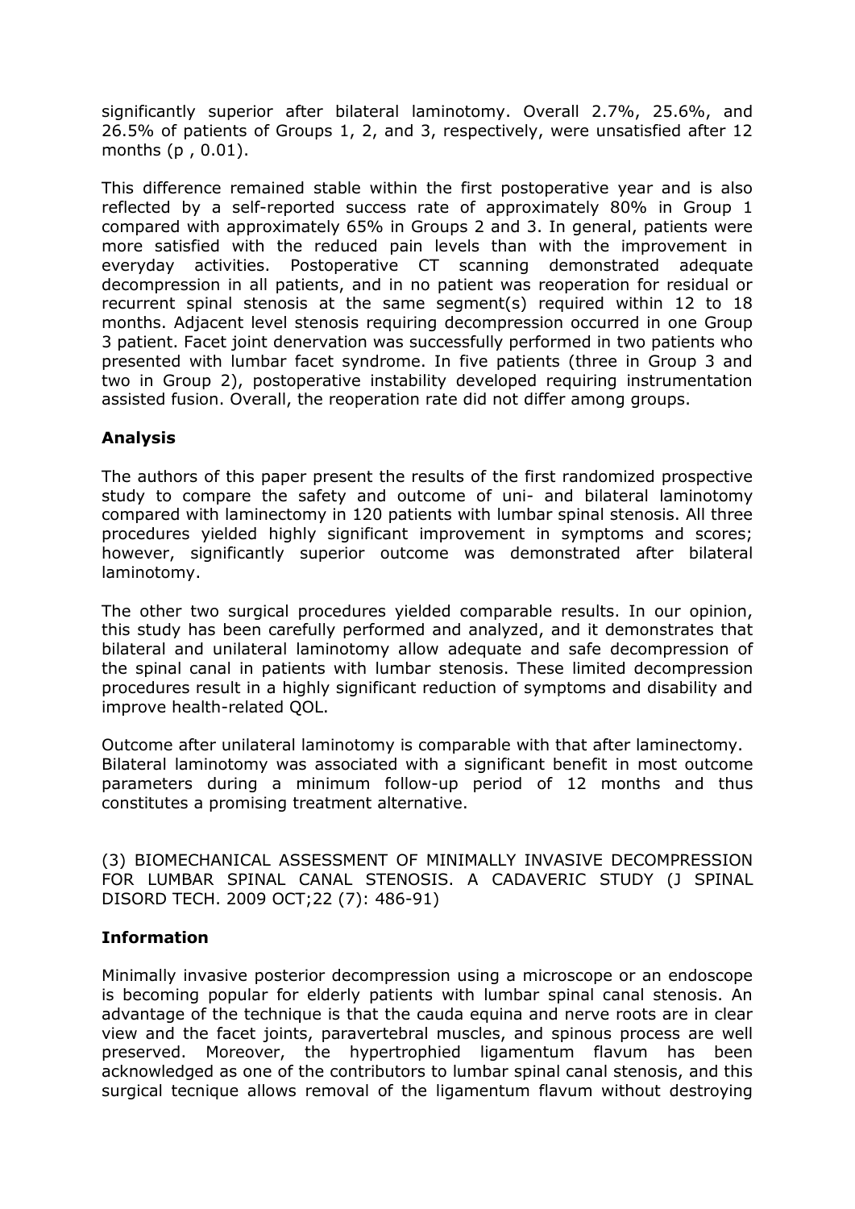significantly superior after bilateral laminotomy. Overall 2.7%, 25.6%, and 26.5% of patients of Groups 1, 2, and 3, respectively, were unsatisfied after 12 months (p , 0.01).

This difference remained stable within the first postoperative year and is also reflected by a self-reported success rate of approximately 80% in Group 1 compared with approximately 65% in Groups 2 and 3. In general, patients were more satisfied with the reduced pain levels than with the improvement in everyday activities. Postoperative CT scanning demonstrated adequate decompression in all patients, and in no patient was reoperation for residual or recurrent spinal stenosis at the same segment(s) required within 12 to 18 months. Adjacent level stenosis requiring decompression occurred in one Group 3 patient. Facet joint denervation was successfully performed in two patients who presented with lumbar facet syndrome. In five patients (three in Group 3 and two in Group 2), postoperative instability developed requiring instrumentation assisted fusion. Overall, the reoperation rate did not differ among groups.

**Analysis**

The authors of this paper present the results of the first randomized prospective study to compare the safety and outcome of uni- and bilateral laminotomy compared with laminectomy in 120 patients with lumbar spinal stenosis. All three procedures yielded highly significant improvement in symptoms and scores; however, significantly superior outcome was demonstrated after bilateral laminotomy.

The other two surgical procedures yielded comparable results. In our opinion, this study has been carefully performed and analyzed, and it demonstrates that bilateral and unilateral laminotomy allow adequate and safe decompression of the spinal canal in patients with lumbar stenosis. These limited decompression procedures result in a highly significant reduction of symptoms and disability and improve health-related QOL.

Outcome after unilateral laminotomy is comparable with that after laminectomy. Bilateral laminotomy was associated with a significant benefit in most outcome parameters during a minimum follow-up period of 12 months and thus constitutes a promising treatment alternative.

(3) BIOMECHANICAL ASSESSMENT OF MINIMALLY INVASIVE DECOMPRESSION FOR LUMBAR SPINAL CANAL STENOSIS. A CADAVERIC STUDY (J SPINAL DISORD TECH. 2009 OCT;22 (7): 486-91)

**Information**

Minimally invasive posterior decompression using a microscope or an endoscope is becoming popular for elderly patients with lumbar spinal canal stenosis. An advantage of the technique is that the cauda equina and nerve roots are in clear view and the facet joints, paravertebral muscles, and spinous process are well preserved. Moreover, the hypertrophied ligamentum flavum has been acknowledged as one of the contributors to lumbar spinal canal stenosis, and this surgical tecnique allows removal of the ligamentum flavum without destroying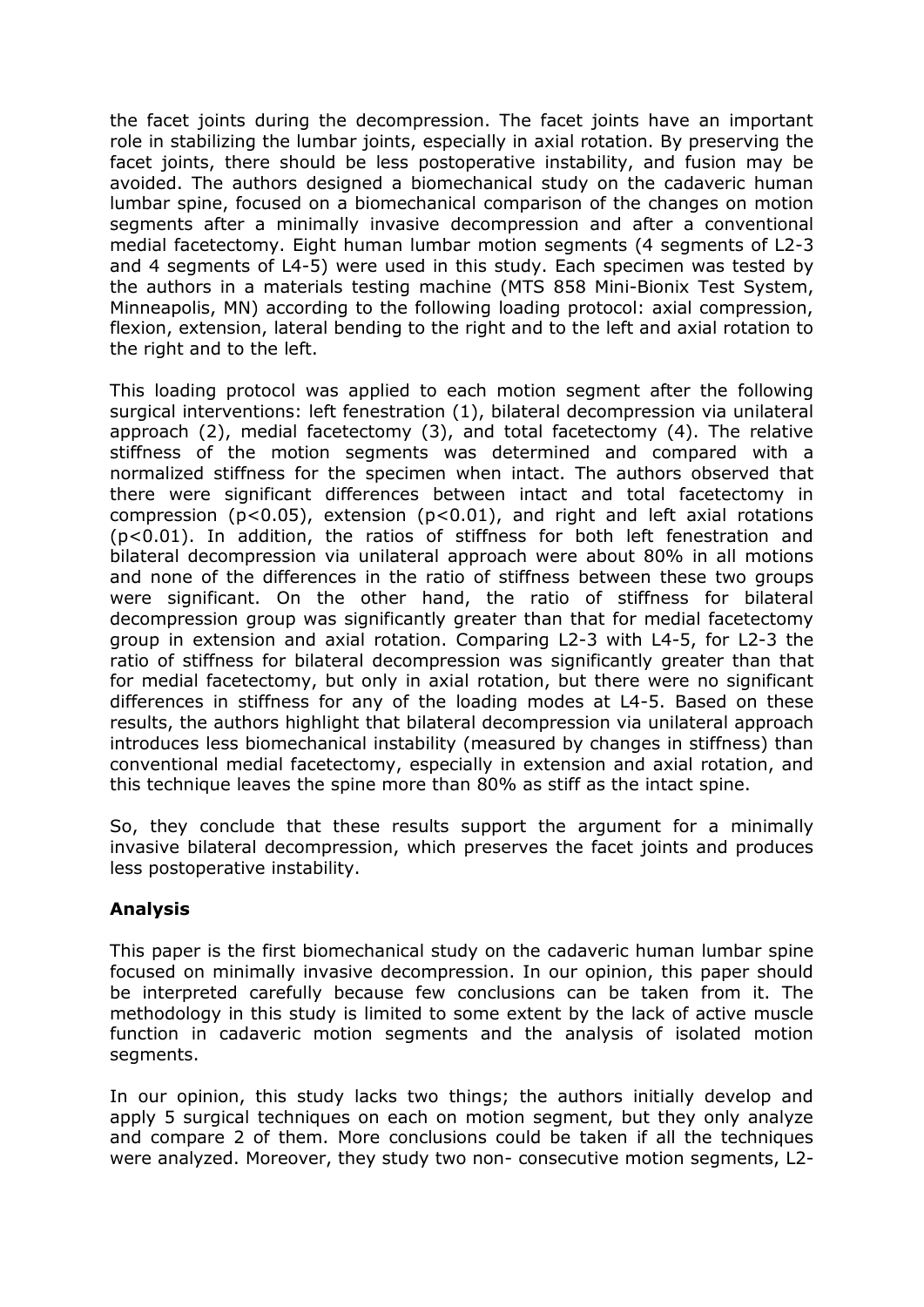the facet joints during the decompression. The facet joints have an important role in stabilizing the lumbar joints, especially in axial rotation. By preserving the facet joints, there should be less postoperative instability, and fusion may be avoided. The authors designed a biomechanical study on the cadaveric human lumbar spine, focused on a biomechanical comparison of the changes on motion segments after a minimally invasive decompression and after a conventional medial facetectomy. Eight human lumbar motion segments (4 segments of L2-3 and 4 segments of L4-5) were used in this study. Each specimen was tested by the authors in a materials testing machine (MTS 858 Mini-Bionix Test System, Minneapolis, MN) according to the following loading protocol: axial compression, flexion, extension, lateral bending to the right and to the left and axial rotation to the right and to the left.

This loading protocol was applied to each motion segment after the following surgical interventions: left fenestration (1), bilateral decompression via unilateral approach (2), medial facetectomy (3), and total facetectomy (4). The relative stiffness of the motion segments was determined and compared with a normalized stiffness for the specimen when intact. The authors observed that there were significant differences between intact and total facetectomy in compression ($p<0.05$), extension ($p<0.01$), and right and left axial rotations ($p<0.01$). In addition, the ratios of stiffness for both left fenestration and bilateral decompression via unilateral approach were about 80% in all motions and none of the differences in the ratio of stiffness between these two groups were significant. On the other hand, the ratio of stiffness for bilateral decompression group was significantly greater than that for medial facetectomy group in extension and axial rotation. Comparing L2-3 with L4-5, for L2-3 the ratio of stiffness for bilateral decompression was significantly greater than that for medial facetectomy, but only in axial rotation, but there were no significant differences in stiffness for any of the loading modes at L4-5. Based on these results, the authors highlight that bilateral decompression via unilateral approach introduces less biomechanical instability (measured by changes in stiffness) than conventional medial facetectomy, especially in extension and axial rotation, and this technique leaves the spine more than 80% as stiff as the intact spine.

So, they conclude that these results support the argument for a minimally invasive bilateral decompression, which preserves the facet joints and produces less postoperative instability.

**Analysis**

This paper is the first biomechanical study on the cadaveric human lumbar spine focused on minimally invasive decompression. In our opinion, this paper should be interpreted carefully because few conclusions can be taken from it. The methodology in this study is limited to some extent by the lack of active muscle function in cadaveric motion segments and the analysis of isolated motion segments.

In our opinion, this study lacks two things; the authors initially develop and apply 5 surgical techniques on each on motion segment, but they only analyze and compare 2 of them. More conclusions could be taken if all the techniques were analyzed. Moreover, they study two non- consecutive motion segments, L2-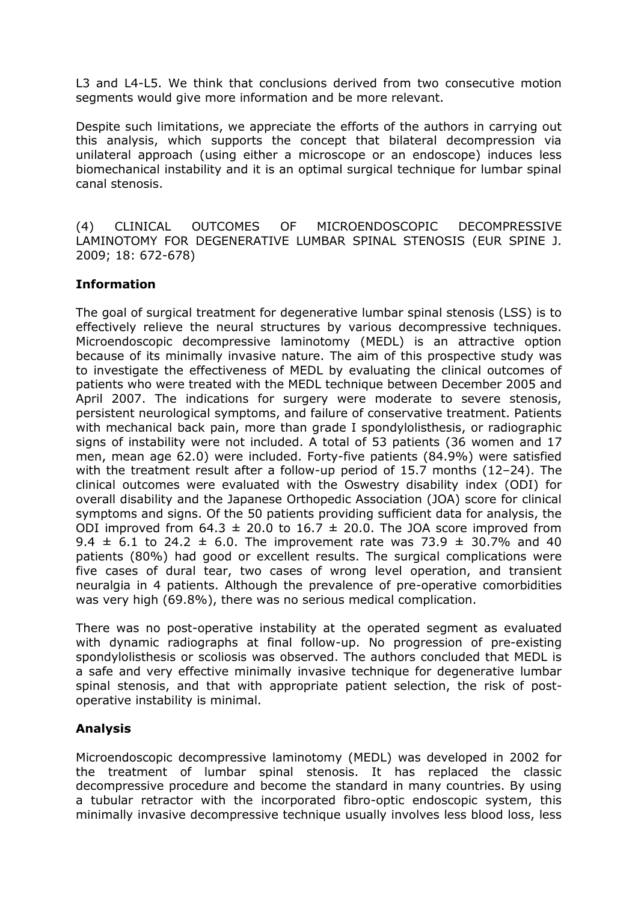L3 and L4-L5. We think that conclusions derived from two consecutive motion segments would give more information and be more relevant.

Despite such limitations, we appreciate the efforts of the authors in carrying out this analysis, which supports the concept that bilateral decompression via unilateral approach (using either a microscope or an endoscope) induces less biomechanical instability and it is an optimal surgical technique for lumbar spinal canal stenosis.

(4) CLINICAL OUTCOMES OF MICROENDOSCOPIC DECOMPRESSIVE LAMINOTOMY FOR DEGENERATIVE LUMBAR SPINAL STENOSIS (EUR SPINE J. 2009; 18: 672-678)

**Information**

The goal of surgical treatment for degenerative lumbar spinal stenosis (LSS) is to effectively relieve the neural structures by various decompressive techniques. Microendoscopic decompressive laminotomy (MEDL) is an attractive option because of its minimally invasive nature. The aim of this prospective study was to investigate the effectiveness of MEDL by evaluating the clinical outcomes of patients who were treated with the MEDL technique between December 2005 and April 2007. The indications for surgery were moderate to severe stenosis, persistent neurological symptoms, and failure of conservative treatment. Patients with mechanical back pain, more than grade I spondylolisthesis, or radiographic signs of instability were not included. A total of 53 patients (36 women and 17 men, mean age 62.0) were included. Forty-five patients (84.9%) were satisfied with the treatment result after a follow-up period of 15.7 months (12–24). The clinical outcomes were evaluated with the Oswestry disability index (ODI) for overall disability and the Japanese Orthopedic Association (JOA) score for clinical symptoms and signs. Of the 50 patients providing sufficient data for analysis, the ODI improved from $64.3 \pm 20.0$ to $16.7 \pm 20.0$. The JOA score improved from $9.4 \pm 6.1$ to $24.2 \pm 6.0$. The improvement rate was $73.9 \pm 30.7\%$ and 40 patients (80%) had good or excellent results. The surgical complications were five cases of dural tear, two cases of wrong level operation, and transient neuralgia in 4 patients. Although the prevalence of pre-operative comorbidities was very high (69.8%), there was no serious medical complication.

There was no post-operative instability at the operated segment as evaluated with dynamic radiographs at final follow-up. No progression of pre-existing spondylolisthesis or scoliosis was observed. The authors concluded that MEDL is a safe and very effective minimally invasive technique for degenerative lumbar spinal stenosis, and that with appropriate patient selection, the risk of post-operative instability is minimal.

**Analysis**

Microendoscopic decompressive laminotomy (MEDL) was developed in 2002 for the treatment of lumbar spinal stenosis. It has replaced the classic decompressive procedure and become the standard in many countries. By using a tubular retractor with the incorporated fibro-optic endoscopic system, this minimally invasive decompressive technique usually involves less blood loss, less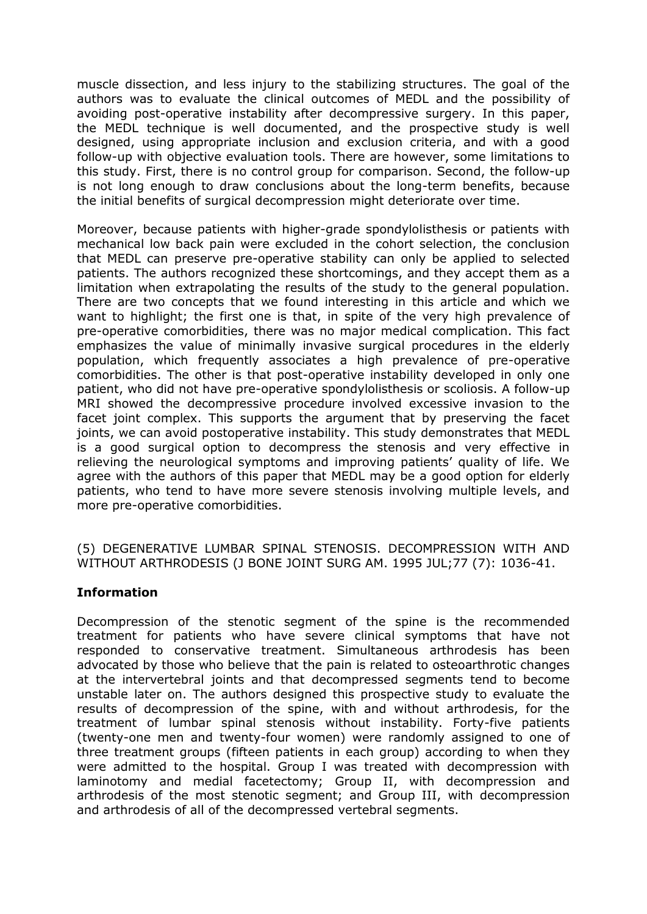muscle dissection, and less injury to the stabilizing structures. The goal of the authors was to evaluate the clinical outcomes of MEDL and the possibility of avoiding post-operative instability after decompressive surgery. In this paper, the MEDL technique is well documented, and the prospective study is well designed, using appropriate inclusion and exclusion criteria, and with a good follow-up with objective evaluation tools. There are however, some limitations to this study. First, there is no control group for comparison. Second, the follow-up is not long enough to draw conclusions about the long-term benefits, because the initial benefits of surgical decompression might deteriorate over time.

Moreover, because patients with higher-grade spondylolisthesis or patients with mechanical low back pain were excluded in the cohort selection, the conclusion that MEDL can preserve pre-operative stability can only be applied to selected patients. The authors recognized these shortcomings, and they accept them as a limitation when extrapolating the results of the study to the general population. There are two concepts that we found interesting in this article and which we want to highlight; the first one is that, in spite of the very high prevalence of pre-operative comorbidities, there was no major medical complication. This fact emphasizes the value of minimally invasive surgical procedures in the elderly population, which frequently associates a high prevalence of pre-operative comorbidities. The other is that post-operative instability developed in only one patient, who did not have pre-operative spondylolisthesis or scoliosis. A follow-up MRI showed the decompressive procedure involved excessive invasion to the facet joint complex. This supports the argument that by preserving the facet joints, we can avoid postoperative instability. This study demonstrates that MEDL is a good surgical option to decompress the stenosis and very effective in relieving the neurological symptoms and improving patients' quality of life. We agree with the authors of this paper that MEDL may be a good option for elderly patients, who tend to have more severe stenosis involving multiple levels, and more pre-operative comorbidities.

(5) DEGENERATIVE LUMBAR SPINAL STENOSIS. DECOMPRESSION WITH AND WITHOUT ARTHRODESIS (J BONE JOINT SURG AM. 1995 JUL;77 (7): 1036-41.

**Information**

Decompression of the stenotic segment of the spine is the recommended treatment for patients who have severe clinical symptoms that have not responded to conservative treatment. Simultaneous arthrodesis has been advocated by those who believe that the pain is related to osteoarthrotic changes at the intervertebral joints and that decompressed segments tend to become unstable later on. The authors designed this prospective study to evaluate the results of decompression of the spine, with and without arthrodesis, for the treatment of lumbar spinal stenosis without instability. Forty-five patients (twenty-one men and twenty-four women) were randomly assigned to one of three treatment groups (fifteen patients in each group) according to when they were admitted to the hospital. Group I was treated with decompression with laminotomy and medial facetectomy; Group II, with decompression and arthrodesis of the most stenotic segment; and Group III, with decompression and arthrodesis of all of the decompressed vertebral segments.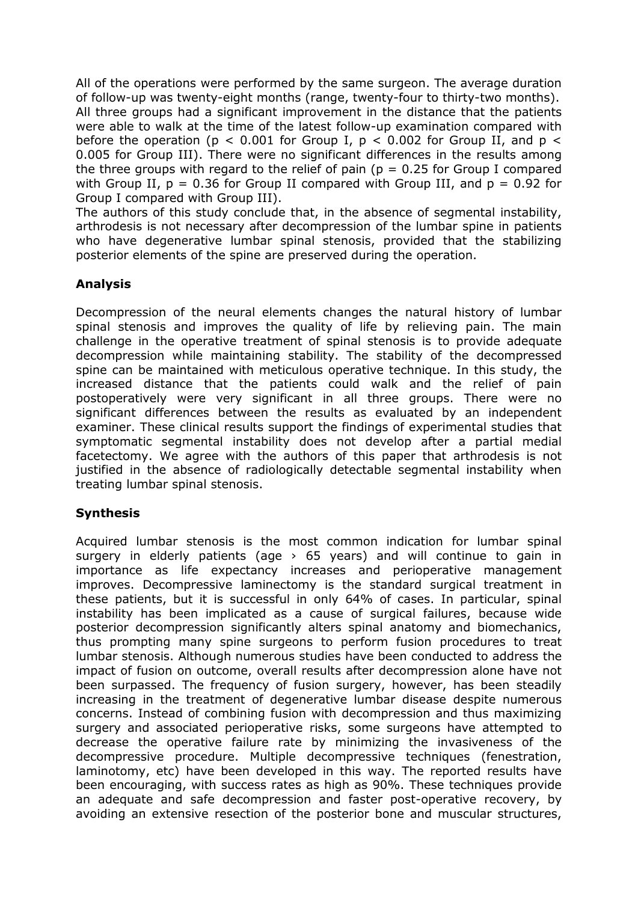All of the operations were performed by the same surgeon. The average duration of follow-up was twenty-eight months (range, twenty-four to thirty-two months). All three groups had a significant improvement in the distance that the patients were able to walk at the time of the latest follow-up examination compared with before the operation ($p < 0.001$ for Group I, $p < 0.002$ for Group II, and $p < 0.005$ for Group III). There were no significant differences in the results among the three groups with regard to the relief of pain ($p = 0.25$ for Group I compared with Group II, $p = 0.36$ for Group II compared with Group III, and $p = 0.92$ for Group I compared with Group III).
The authors of this study conclude that, in the absence of segmental instability, arthrodesis is not necessary after decompression of the lumbar spine in patients who have degenerative lumbar spinal stenosis, provided that the stabilizing posterior elements of the spine are preserved during the operation.

## Analysis

Decompression of the neural elements changes the natural history of lumbar spinal stenosis and improves the quality of life by relieving pain. The main challenge in the operative treatment of spinal stenosis is to provide adequate decompression while maintaining stability. The stability of the decompressed spine can be maintained with meticulous operative technique. In this study, the increased distance that the patients could walk and the relief of pain postoperatively were very significant in all three groups. There were no significant differences between the results as evaluated by an independent examiner. These clinical results support the findings of experimental studies that symptomatic segmental instability does not develop after a partial medial facetectomy. We agree with the authors of this paper that arthrodesis is not justified in the absence of radiologically detectable segmental instability when treating lumbar spinal stenosis.

## Synthesis

Acquired lumbar stenosis is the most common indication for lumbar spinal surgery in elderly patients (age › 65 years) and will continue to gain in importance as life expectancy increases and perioperative management improves. Decompressive laminectomy is the standard surgical treatment in these patients, but it is successful in only 64% of cases. In particular, spinal instability has been implicated as a cause of surgical failures, because wide posterior decompression significantly alters spinal anatomy and biomechanics, thus prompting many spine surgeons to perform fusion procedures to treat lumbar stenosis. Although numerous studies have been conducted to address the impact of fusion on outcome, overall results after decompression alone have not been surpassed. The frequency of fusion surgery, however, has been steadily increasing in the treatment of degenerative lumbar disease despite numerous concerns. Instead of combining fusion with decompression and thus maximizing surgery and associated perioperative risks, some surgeons have attempted to decrease the operative failure rate by minimizing the invasiveness of the decompressive procedure. Multiple decompressive techniques (fenestration, laminotomy, etc) have been developed in this way. The reported results have been encouraging, with success rates as high as 90%. These techniques provide an adequate and safe decompression and faster post-operative recovery, by avoiding an extensive resection of the posterior bone and muscular structures,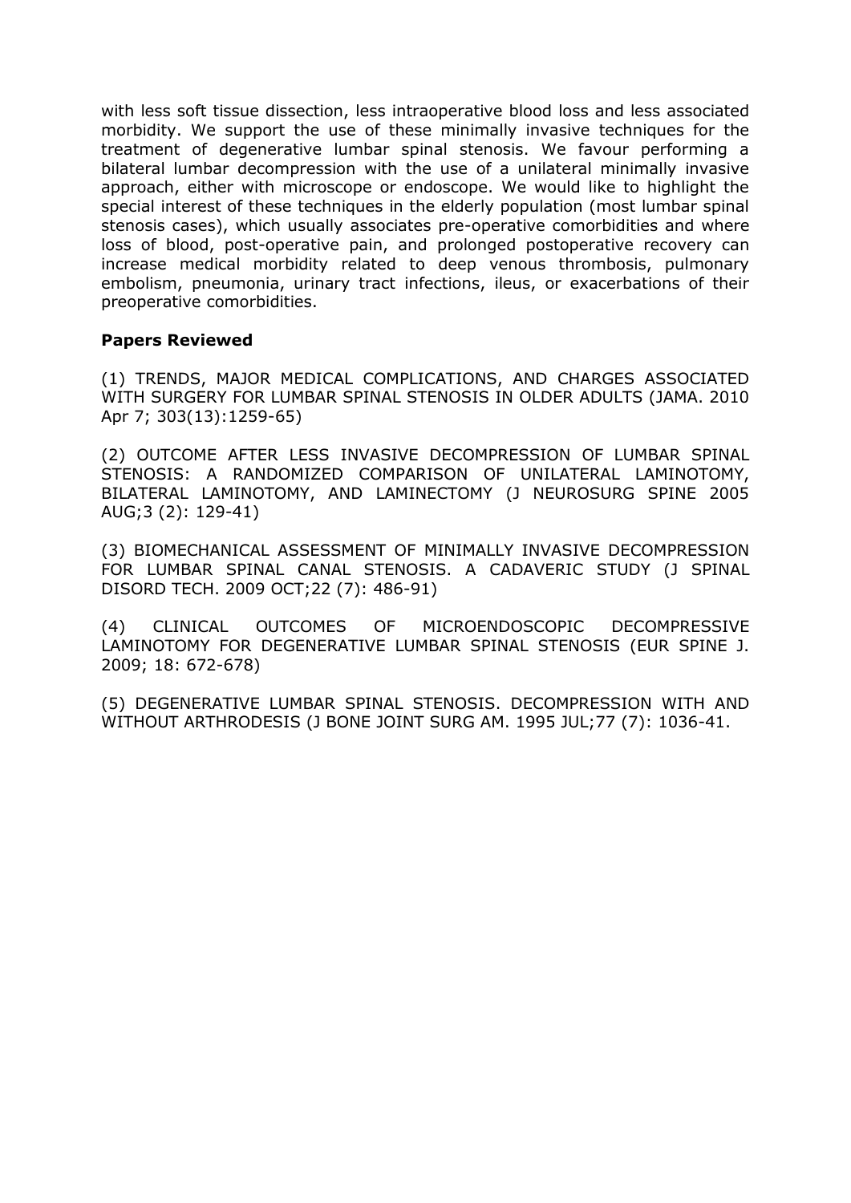with less soft tissue dissection, less intraoperative blood loss and less associated morbidity. We support the use of these minimally invasive techniques for the treatment of degenerative lumbar spinal stenosis. We favour performing a bilateral lumbar decompression with the use of a unilateral minimally invasive approach, either with microscope or endoscope. We would like to highlight the special interest of these techniques in the elderly population (most lumbar spinal stenosis cases), which usually associates pre-operative comorbidities and where loss of blood, post-operative pain, and prolonged postoperative recovery can increase medical morbidity related to deep venous thrombosis, pulmonary embolism, pneumonia, urinary tract infections, ileus, or exacerbations of their preoperative comorbidities.

**Papers Reviewed**

(1) TRENDS, MAJOR MEDICAL COMPLICATIONS, AND CHARGES ASSOCIATED WITH SURGERY FOR LUMBAR SPINAL STENOSIS IN OLDER ADULTS (JAMA. 2010 Apr 7; 303(13):1259-65)

(2) OUTCOME AFTER LESS INVASIVE DECOMPRESSION OF LUMBAR SPINAL STENOSIS: A RANDOMIZED COMPARISON OF UNILATERAL LAMINOTOMY, BILATERAL LAMINOTOMY, AND LAMINECTOMY (J NEUROSURG SPINE 2005 AUG;3 (2): 129-41)

(3) BIOMECHANICAL ASSESSMENT OF MINIMALLY INVASIVE DECOMPRESSION FOR LUMBAR SPINAL CANAL STENOSIS. A CADAVERIC STUDY (J SPINAL DISORD TECH. 2009 OCT;22 (7): 486-91)

(4) CLINICAL OUTCOMES OF MICROENDOSCOPIC DECOMPRESSIVE LAMINOTOMY FOR DEGENERATIVE LUMBAR SPINAL STENOSIS (EUR SPINE J. 2009; 18: 672-678)

(5) DEGENERATIVE LUMBAR SPINAL STENOSIS. DECOMPRESSION WITH AND WITHOUT ARTHRODESIS (J BONE JOINT SURG AM. 1995 JUL;77 (7): 1036-41.